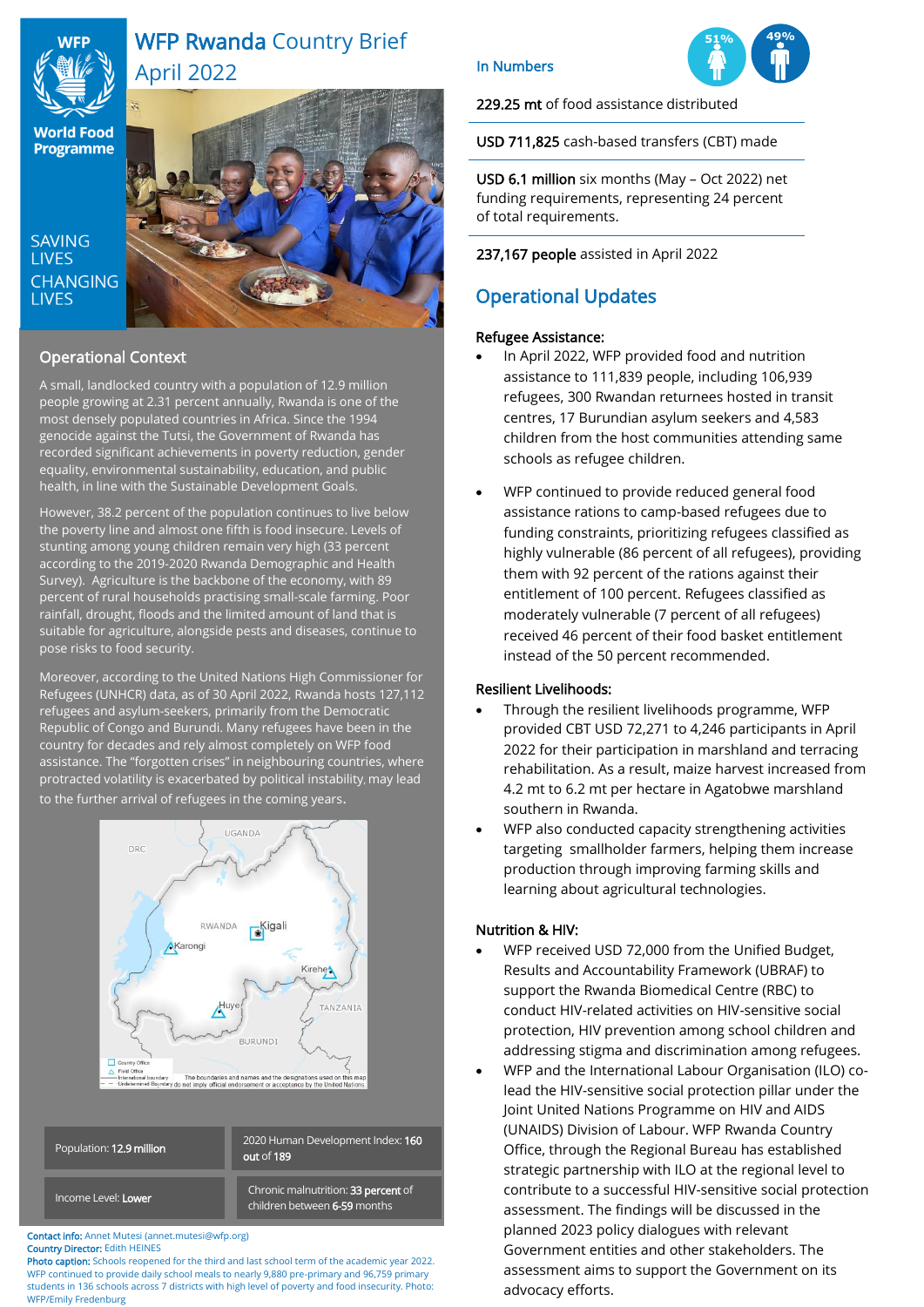# WFP Rwanda Country Brief
April 2022

SAVING LIVES
CHANGING LIVES

## Operational Context

A small, landlocked country with a population of 12.9 million people growing at 2.31 percent annually, Rwanda is one of the most densely populated countries in Africa. Since the 1994 genocide against the Tutsi, the Government of Rwanda has recorded significant achievements in poverty reduction, gender equality, environmental sustainability, education, and public health, in line with the Sustainable Development Goals.

However, 38.2 percent of the population continues to live below the poverty line and almost one fifth is food insecure. Levels of stunting among young children remain very high (33 percent according to the 2019-2020 Rwanda Demographic and Health Survey). Agriculture is the backbone of the economy, with 89 percent of rural households practising small-scale farming. Poor rainfall, drought, floods and the limited amount of land that is suitable for agriculture, alongside pests and diseases, continue to pose risks to food security.

Moreover, according to the United Nations High Commissioner for Refugees (UNHCR) data, as of 30 April 2022, Rwanda hosts 127,112 refugees and asylum-seekers, primarily from the Democratic Republic of Congo and Burundi. Many refugees have been in the country for decades and rely almost completely on WFP food assistance. The "forgotten crises" in neighbouring countries, where protracted volatility is exacerbated by political instability, may lead to the further arrival of refugees in the coming years.

| Population: **12.9 million** | 2020 Human Development Index: **160** out of **189** |
|---|---|
| Income Level: **Lower** | Chronic malnutrition: **33 percent** of children between **6-59** months |

**Contact info:** Annet Mutesi (annet.mutesi@wfp.org)
**Country Director:** Edith HEINES
**Photo caption:** Schools reopened for the third and last school term of the academic year 2022. WFP continued to provide daily school meals to nearly 9,880 pre-primary and 96,759 primary students in 136 schools across 7 districts with high level of poverty and food insecurity. Photo: WFP/Emily Fredenburg

## In Numbers

51% 49%

**229.25 mt** of food assistance distributed

**USD 711,825** cash-based transfers (CBT) made

**USD 6.1 million** six months (May – Oct 2022) net funding requirements, representing 24 percent of total requirements.

**237,167 people** assisted in April 2022

## Operational Updates

**Refugee Assistance:**

- In April 2022, WFP provided food and nutrition assistance to 111,839 people, including 106,939 refugees, 300 Rwandan returnees hosted in transit centres, 17 Burundian asylum seekers and 4,583 children from the host communities attending same schools as refugee children.
- WFP continued to provide reduced general food assistance rations to camp-based refugees due to funding constraints, prioritizing refugees classified as highly vulnerable (86 percent of all refugees), providing them with 92 percent of the rations against their entitlement of 100 percent. Refugees classified as moderately vulnerable (7 percent of all refugees) received 46 percent of their food basket entitlement instead of the 50 percent recommended.

**Resilient Livelihoods:**

- Through the resilient livelihoods programme, WFP provided CBT USD 72,271 to 4,246 participants in April 2022 for their participation in marshland and terracing rehabilitation. As a result, maize harvest increased from 4.2 mt to 6.2 mt per hectare in Agatobwe marshland southern in Rwanda.
- WFP also conducted capacity strengthening activities targeting smallholder farmers, helping them increase production through improving farming skills and learning about agricultural technologies.

**Nutrition & HIV:**

- WFP received USD 72,000 from the Unified Budget, Results and Accountability Framework (UBRAF) to support the Rwanda Biomedical Centre (RBC) to conduct HIV-related activities on HIV-sensitive social protection, HIV prevention among school children and addressing stigma and discrimination among refugees.
- WFP and the International Labour Organisation (ILO) co-lead the HIV-sensitive social protection pillar under the Joint United Nations Programme on HIV and AIDS (UNAIDS) Division of Labour. WFP Rwanda Country Office, through the Regional Bureau has established strategic partnership with ILO at the regional level to contribute to a successful HIV-sensitive social protection assessment. The findings will be discussed in the planned 2023 policy dialogues with relevant Government entities and other stakeholders. The assessment aims to support the Government on its advocacy efforts.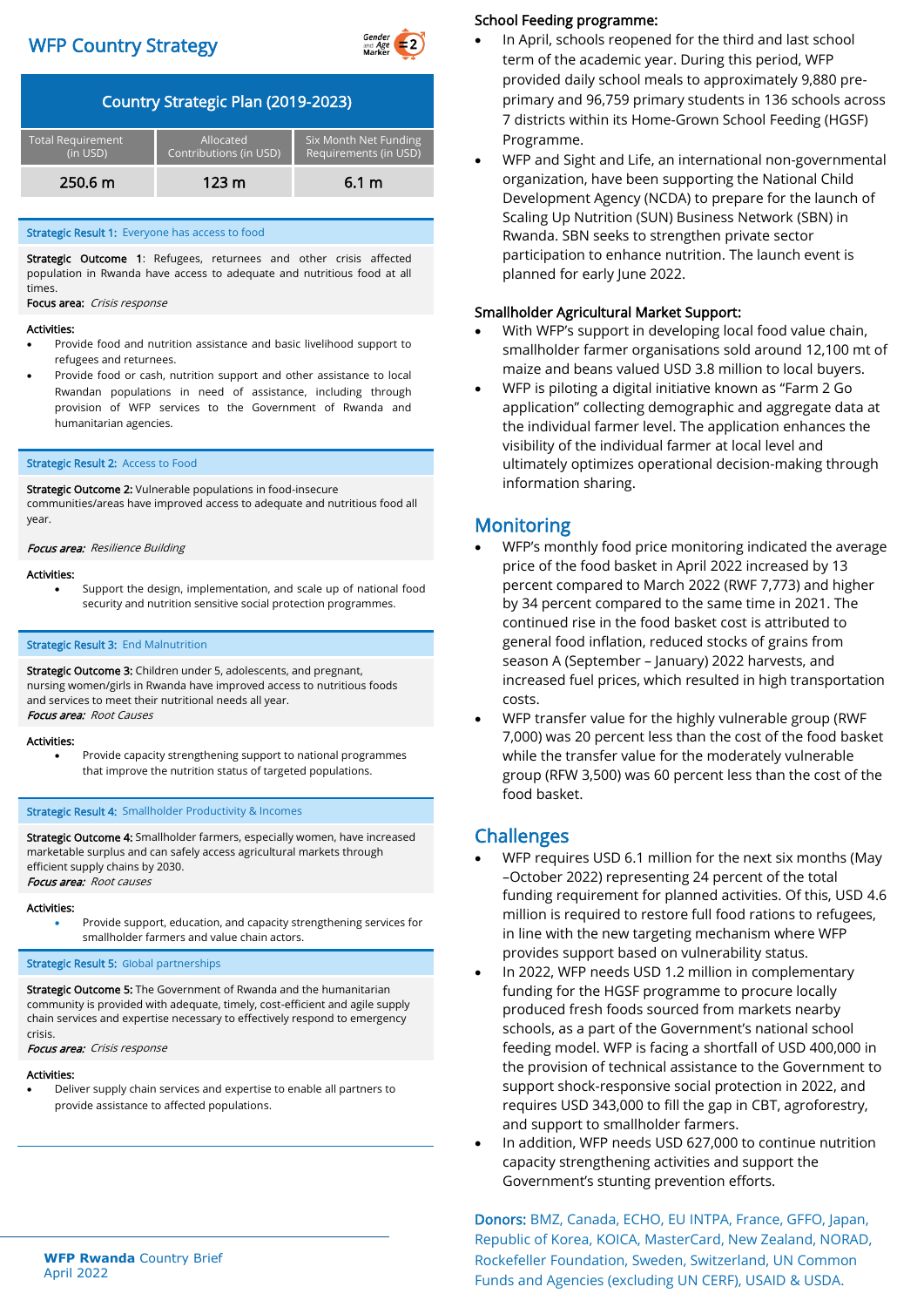## WFP Country Strategy

Gender and Age Marker 2

### Country Strategic Plan (2019-2023)

| Total Requirement (in USD) | Allocated Contributions (in USD) | Six Month Net Funding Requirements (in USD) |
|---|---|---|
| 250.6 m | 123 m | 6.1 m |

**Strategic Result 1:** Everyone has access to food

**Strategic Outcome 1**: Refugees, returnees and other crisis affected population in Rwanda have access to adequate and nutritious food at all times.

**Focus area:** *Crisis response*

**Activities:**

- Provide food and nutrition assistance and basic livelihood support to refugees and returnees.
- Provide food or cash, nutrition support and other assistance to local Rwandan populations in need of assistance, including through provision of WFP services to the Government of Rwanda and humanitarian agencies.

**Strategic Result 2:** Access to Food

**Strategic Outcome 2:** Vulnerable populations in food-insecure communities/areas have improved access to adequate and nutritious food all year.

***Focus area:*** *Resilience Building*

**Activities:**

- Support the design, implementation, and scale up of national food security and nutrition sensitive social protection programmes.

**Strategic Result 3:** End Malnutrition

**Strategic Outcome 3:** Children under 5, adolescents, and pregnant, nursing women/girls in Rwanda have improved access to nutritious foods and services to meet their nutritional needs all year.

***Focus area:*** *Root Causes*

**Activities:**

- Provide capacity strengthening support to national programmes that improve the nutrition status of targeted populations.

**Strategic Result 4:** Smallholder Productivity & Incomes

**Strategic Outcome 4:** Smallholder farmers, especially women, have increased marketable surplus and can safely access agricultural markets through efficient supply chains by 2030.

***Focus area:*** *Root causes*

**Activities:**

- Provide support, education, and capacity strengthening services for smallholder farmers and value chain actors.

**Strategic Result 5:** Global partnerships

**Strategic Outcome 5:** The Government of Rwanda and the humanitarian community is provided with adequate, timely, cost-efficient and agile supply chain services and expertise necessary to effectively respond to emergency crisis.

***Focus area:*** *Crisis response*

**Activities:**

- Deliver supply chain services and expertise to enable all partners to provide assistance to affected populations.

### School Feeding programme:

- In April, schools reopened for the third and last school term of the academic year. During this period, WFP provided daily school meals to approximately 9,880 pre-primary and 96,759 primary students in 136 schools across 7 districts within its Home-Grown School Feeding (HGSF) Programme.
- WFP and Sight and Life, an international non-governmental organization, have been supporting the National Child Development Agency (NCDA) to prepare for the launch of Scaling Up Nutrition (SUN) Business Network (SBN) in Rwanda. SBN seeks to strengthen private sector participation to enhance nutrition. The launch event is planned for early June 2022.

### Smallholder Agricultural Market Support:

- With WFP's support in developing local food value chain, smallholder farmer organisations sold around 12,100 mt of maize and beans valued USD 3.8 million to local buyers.
- WFP is piloting a digital initiative known as "Farm 2 Go application" collecting demographic and aggregate data at the individual farmer level. The application enhances the visibility of the individual farmer at local level and ultimately optimizes operational decision-making through information sharing.

## Monitoring

- WFP's monthly food price monitoring indicated the average price of the food basket in April 2022 increased by 13 percent compared to March 2022 (RWF 7,773) and higher by 34 percent compared to the same time in 2021. The continued rise in the food basket cost is attributed to general food inflation, reduced stocks of grains from season A (September – January) 2022 harvests, and increased fuel prices, which resulted in high transportation costs.
- WFP transfer value for the highly vulnerable group (RWF 7,000) was 20 percent less than the cost of the food basket while the transfer value for the moderately vulnerable group (RFW 3,500) was 60 percent less than the cost of the food basket.

## Challenges

- WFP requires USD 6.1 million for the next six months (May –October 2022) representing 24 percent of the total funding requirement for planned activities. Of this, USD 4.6 million is required to restore full food rations to refugees, in line with the new targeting mechanism where WFP provides support based on vulnerability status.
- In 2022, WFP needs USD 1.2 million in complementary funding for the HGSF programme to procure locally produced fresh foods sourced from markets nearby schools, as a part of the Government's national school feeding model. WFP is facing a shortfall of USD 400,000 in the provision of technical assistance to the Government to support shock-responsive social protection in 2022, and requires USD 343,000 to fill the gap in CBT, agroforestry, and support to smallholder farmers.
- In addition, WFP needs USD 627,000 to continue nutrition capacity strengthening activities and support the Government's stunting prevention efforts.

**Donors:** BMZ, Canada, ECHO, EU INTPA, France, GFFO, Japan, Republic of Korea, KOICA, MasterCard, New Zealand, NORAD, Rockefeller Foundation, Sweden, Switzerland, UN Common Funds and Agencies (excluding UN CERF), USAID & USDA.